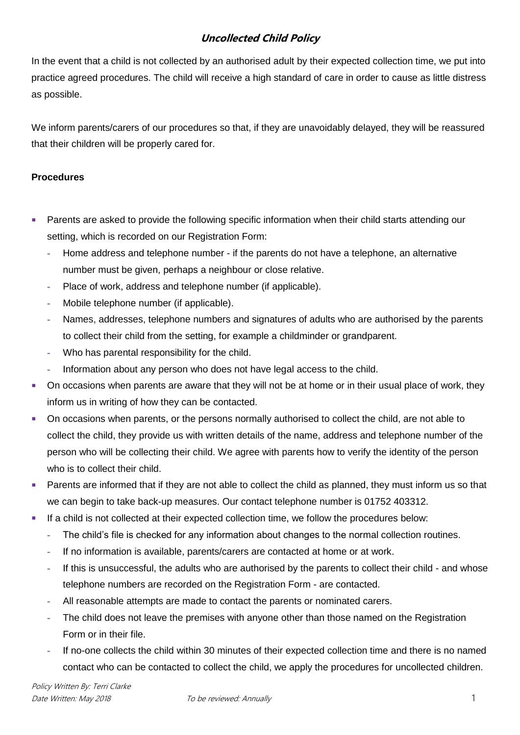# *Uncollected Child Policy*

In the event that a child is not collected by an authorised adult by their expected collection time, we put into practice agreed procedures. The child will receive a high standard of care in order to cause as little distress as possible.

We inform parents/carers of our procedures so that, if they are unavoidably delayed, they will be reassured that their children will be properly cared for.

**Procedures**

- Parents are asked to provide the following specific information when their child starts attending our setting, which is recorded on our Registration Form:
  - Home address and telephone number - if the parents do not have a telephone, an alternative number must be given, perhaps a neighbour or close relative.
  - Place of work, address and telephone number (if applicable).
  - Mobile telephone number (if applicable).
  - Names, addresses, telephone numbers and signatures of adults who are authorised by the parents to collect their child from the setting, for example a childminder or grandparent.
  - Who has parental responsibility for the child.
  - Information about any person who does not have legal access to the child.
- On occasions when parents are aware that they will not be at home or in their usual place of work, they inform us in writing of how they can be contacted.
- On occasions when parents, or the persons normally authorised to collect the child, are not able to collect the child, they provide us with written details of the name, address and telephone number of the person who will be collecting their child. We agree with parents how to verify the identity of the person who is to collect their child.
- Parents are informed that if they are not able to collect the child as planned, they must inform us so that we can begin to take back-up measures. Our contact telephone number is 01752 403312.
- If a child is not collected at their expected collection time, we follow the procedures below:
  - The child's file is checked for any information about changes to the normal collection routines.
  - If no information is available, parents/carers are contacted at home or at work.
  - If this is unsuccessful, the adults who are authorised by the parents to collect their child - and whose telephone numbers are recorded on the Registration Form - are contacted.
  - All reasonable attempts are made to contact the parents or nominated carers.
  - The child does not leave the premises with anyone other than those named on the Registration Form or in their file.
  - If no-one collects the child within 30 minutes of their expected collection time and there is no named contact who can be contacted to collect the child, we apply the procedures for uncollected children.

*Policy Written By: Terri Clarke*
*Date Written: May 2018* *To be reviewed: Annually*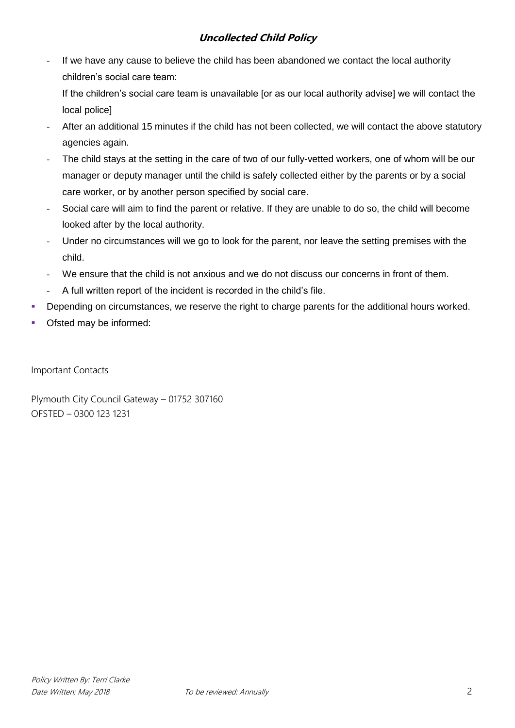- If we have any cause to believe the child has been abandoned we contact the local authority children's social care team:

  If the children's social care team is unavailable [or as our local authority advise] we will contact the local police]
- After an additional 15 minutes if the child has not been collected, we will contact the above statutory agencies again.
- The child stays at the setting in the care of two of our fully-vetted workers, one of whom will be our manager or deputy manager until the child is safely collected either by the parents or by a social care worker, or by another person specified by social care.
- Social care will aim to find the parent or relative. If they are unable to do so, the child will become looked after by the local authority.
- Under no circumstances will we go to look for the parent, nor leave the setting premises with the child.
- We ensure that the child is not anxious and we do not discuss our concerns in front of them.
- A full written report of the incident is recorded in the child's file.

- Depending on circumstances, we reserve the right to charge parents for the additional hours worked.
- Ofsted may be informed:

Important Contacts

Plymouth City Council Gateway – 01752 307160
OFSTED – 0300 123 1231

*Policy Written By: Terri Clarke*
*Date Written: May 2018* *To be reviewed: Annually*